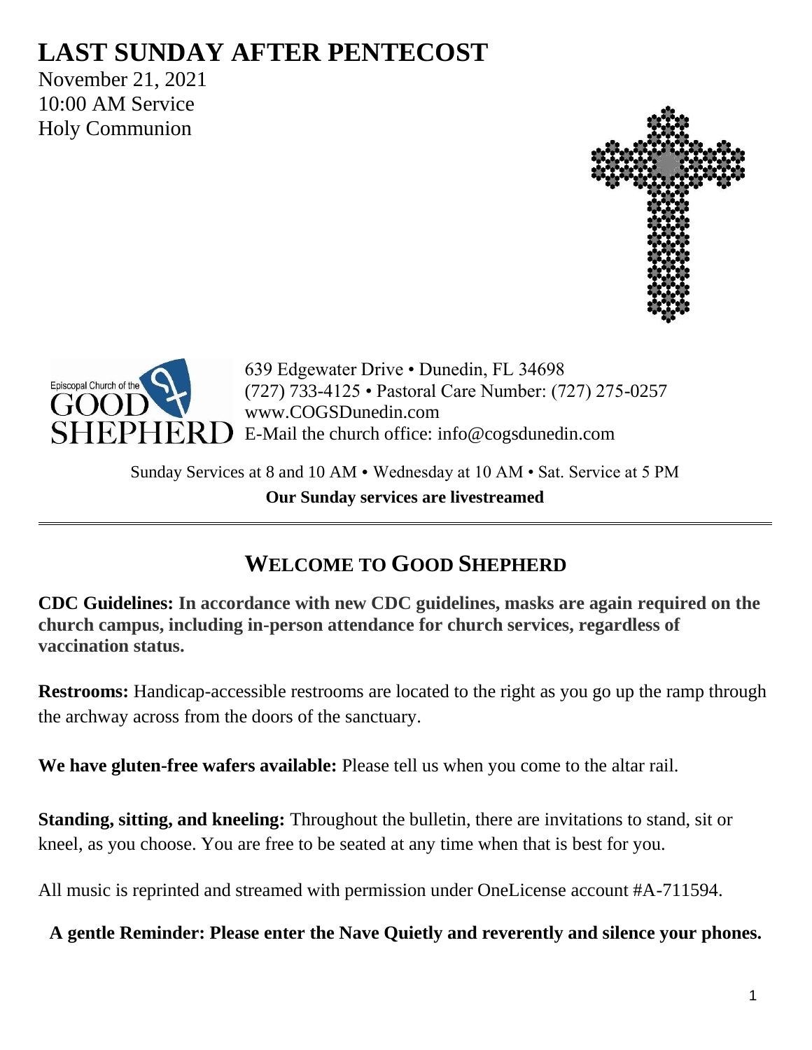# LAST SUNDAY AFTER PENTECOST

November 21, 2021
10:00 AM Service
Holy Communion

Episcopal Church of the GOOD SHEPHERD

639 Edgewater Drive • Dunedin, FL 34698
(727) 733-4125 • Pastoral Care Number: (727) 275-0257
www.COGSDunedin.com
E-Mail the church office: info@cogsdunedin.com

Sunday Services at 8 and 10 AM • Wednesday at 10 AM • Sat. Service at 5 PM

**Our Sunday services are livestreamed**

---

## WELCOME TO GOOD SHEPHERD

**CDC Guidelines: In accordance with new CDC guidelines, masks are again required on the church campus, including in-person attendance for church services, regardless of vaccination status.**

**Restrooms:** Handicap-accessible restrooms are located to the right as you go up the ramp through the archway across from the doors of the sanctuary.

**We have gluten-free wafers available:** Please tell us when you come to the altar rail.

**Standing, sitting, and kneeling:** Throughout the bulletin, there are invitations to stand, sit or kneel, as you choose. You are free to be seated at any time when that is best for you.

All music is reprinted and streamed with permission under OneLicense account #A-711594.

**A gentle Reminder: Please enter the Nave Quietly and reverently and silence your phones.**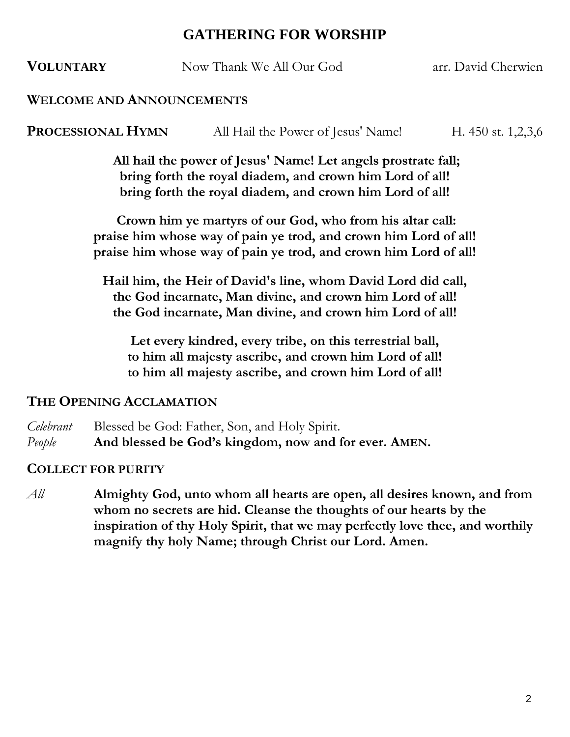# GATHERING FOR WORSHIP

**VOLUNTARY** Now Thank We All Our God arr. David Cherwien

**WELCOME AND ANNOUNCEMENTS**

**PROCESSIONAL HYMN** All Hail the Power of Jesus' Name! H. 450 st. 1,2,3,6

**All hail the power of Jesus' Name! Let angels prostrate fall;**
**bring forth the royal diadem, and crown him Lord of all!**
**bring forth the royal diadem, and crown him Lord of all!**

**Crown him ye martyrs of our God, who from his altar call:**
**praise him whose way of pain ye trod, and crown him Lord of all!**
**praise him whose way of pain ye trod, and crown him Lord of all!**

**Hail him, the Heir of David's line, whom David Lord did call,**
**the God incarnate, Man divine, and crown him Lord of all!**
**the God incarnate, Man divine, and crown him Lord of all!**

**Let every kindred, every tribe, on this terrestrial ball,**
**to him all majesty ascribe, and crown him Lord of all!**
**to him all majesty ascribe, and crown him Lord of all!**

**THE OPENING ACCLAMATION**

*Celebrant* Blessed be God: Father, Son, and Holy Spirit.
*People* **And blessed be God's kingdom, now and for ever. AMEN.**

**COLLECT FOR PURITY**

*All* **Almighty God, unto whom all hearts are open, all desires known, and from whom no secrets are hid. Cleanse the thoughts of our hearts by the inspiration of thy Holy Spirit, that we may perfectly love thee, and worthily magnify thy holy Name; through Christ our Lord. Amen.**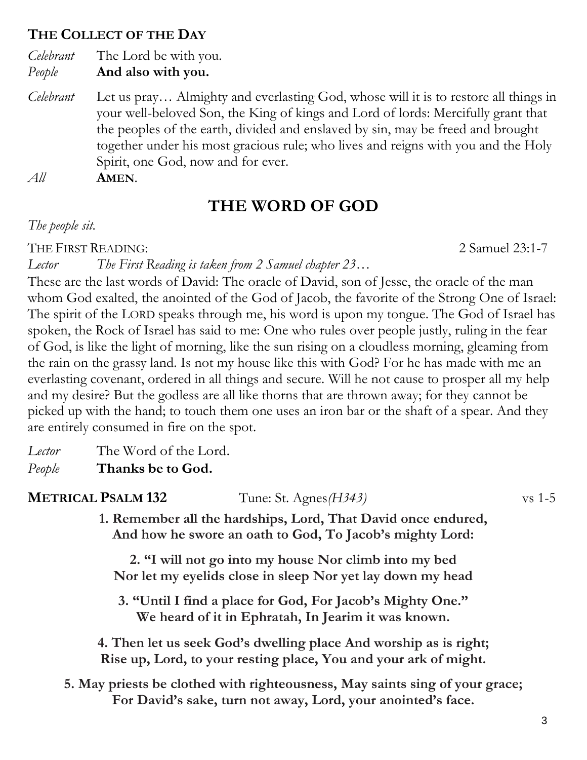**THE COLLECT OF THE DAY**

*Celebrant* The Lord be with you.
*People* **And also with you.**

*Celebrant* Let us pray… Almighty and everlasting God, whose will it is to restore all things in your well-beloved Son, the King of kings and Lord of lords: Mercifully grant that the peoples of the earth, divided and enslaved by sin, may be freed and brought together under his most gracious rule; who lives and reigns with you and the Holy Spirit, one God, now and for ever.
*All* **AMEN**.

# THE WORD OF GOD

*The people sit.*

THE FIRST READING: 2 Samuel 23:1-7

*Lector* *The First Reading is taken from 2 Samuel chapter 23…*

These are the last words of David: The oracle of David, son of Jesse, the oracle of the man whom God exalted, the anointed of the God of Jacob, the favorite of the Strong One of Israel: The spirit of the LORD speaks through me, his word is upon my tongue. The God of Israel has spoken, the Rock of Israel has said to me: One who rules over people justly, ruling in the fear of God, is like the light of morning, like the sun rising on a cloudless morning, gleaming from the rain on the grassy land. Is not my house like this with God? For he has made with me an everlasting covenant, ordered in all things and secure. Will he not cause to prosper all my help and my desire? But the godless are all like thorns that are thrown away; for they cannot be picked up with the hand; to touch them one uses an iron bar or the shaft of a spear. And they are entirely consumed in fire on the spot.

*Lector* The Word of the Lord.
*People* **Thanks be to God.**

**METRICAL PSALM 132** Tune: St. Agnes *(H343)* vs 1-5

**1. Remember all the hardships, Lord, That David once endured,**
**And how he swore an oath to God, To Jacob's mighty Lord:**

**2. "I will not go into my house Nor climb into my bed**
**Nor let my eyelids close in sleep Nor yet lay down my head**

**3. "Until I find a place for God, For Jacob's Mighty One."**
**We heard of it in Ephratah, In Jearim it was known.**

**4. Then let us seek God's dwelling place And worship as is right;**
**Rise up, Lord, to your resting place, You and your ark of might.**

**5. May priests be clothed with righteousness, May saints sing of your grace;**
**For David's sake, turn not away, Lord, your anointed's face.**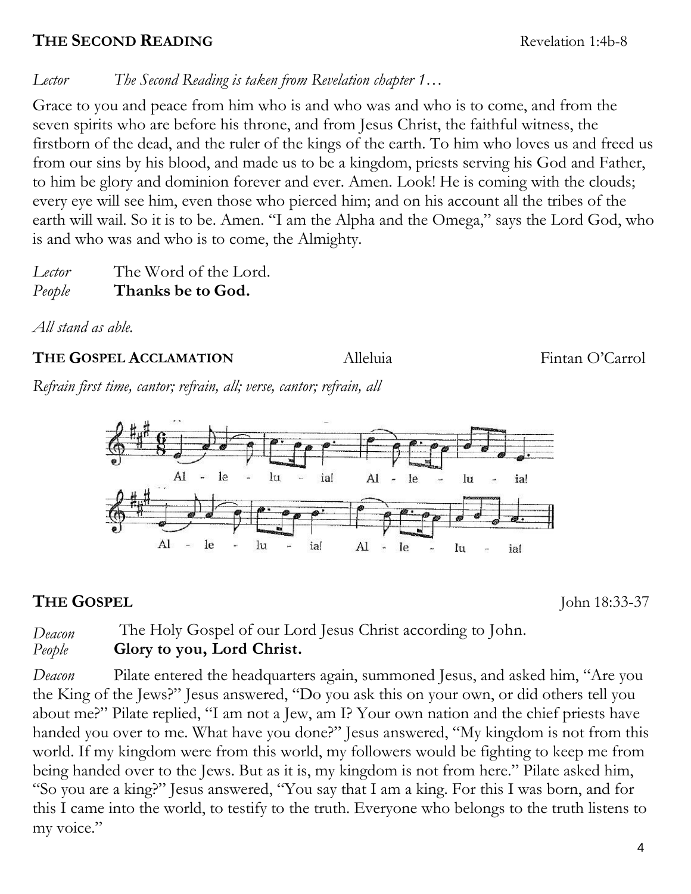## THE SECOND READING — Revelation 1:4b-8

*Lector* *The Second Reading is taken from Revelation chapter 1…*

Grace to you and peace from him who is and who was and who is to come, and from the seven spirits who are before his throne, and from Jesus Christ, the faithful witness, the firstborn of the dead, and the ruler of the kings of the earth. To him who loves us and freed us from our sins by his blood, and made us to be a kingdom, priests serving his God and Father, to him be glory and dominion forever and ever. Amen. Look! He is coming with the clouds; every eye will see him, even those who pierced him; and on his account all the tribes of the earth will wail. So it is to be. Amen. "I am the Alpha and the Omega," says the Lord God, who is and who was and who is to come, the Almighty.

*Lector* The Word of the Lord.
*People* **Thanks be to God.**

*All stand as able.*

## THE GOSPEL ACCLAMATION — Alleluia — Fintan O'Carrol

*Refrain first time, cantor; refrain, all; verse, cantor; refrain, all*

Al - le - lu - ia! Al - le - lu - ia!
Al - le - lu - ia! Al - le - lu - ia!

## THE GOSPEL — John 18:33-37

*Deacon* The Holy Gospel of our Lord Jesus Christ according to John.
*People* **Glory to you, Lord Christ.**

*Deacon* Pilate entered the headquarters again, summoned Jesus, and asked him, "Are you the King of the Jews?" Jesus answered, "Do you ask this on your own, or did others tell you about me?" Pilate replied, "I am not a Jew, am I? Your own nation and the chief priests have handed you over to me. What have you done?" Jesus answered, "My kingdom is not from this world. If my kingdom were from this world, my followers would be fighting to keep me from being handed over to the Jews. But as it is, my kingdom is not from here." Pilate asked him, "So you are a king?" Jesus answered, "You say that I am a king. For this I was born, and for this I came into the world, to testify to the truth. Everyone who belongs to the truth listens to my voice."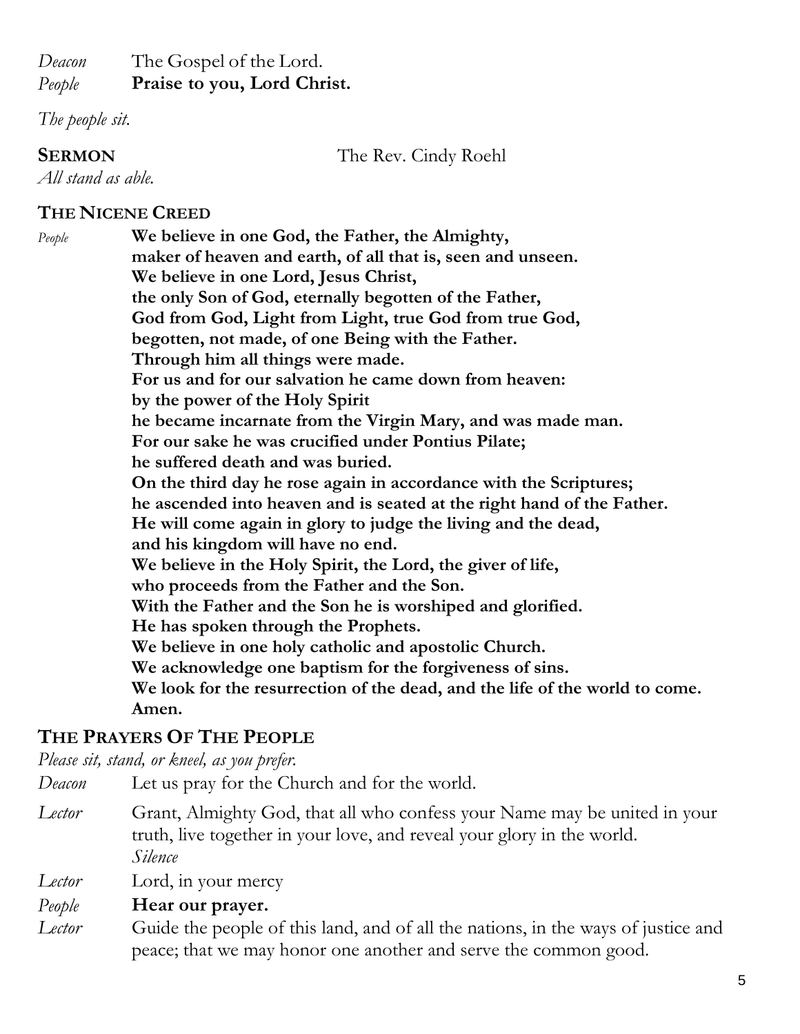*Deacon* The Gospel of the Lord.
*People* **Praise to you, Lord Christ.**

*The people sit.*

**SERMON** The Rev. Cindy Roehl

*All stand as able.*

## THE NICENE CREED

*People* **We believe in one God, the Father, the Almighty,
maker of heaven and earth, of all that is, seen and unseen.
We believe in one Lord, Jesus Christ,
the only Son of God, eternally begotten of the Father,
God from God, Light from Light, true God from true God,
begotten, not made, of one Being with the Father.
Through him all things were made.
For us and for our salvation he came down from heaven:
by the power of the Holy Spirit
he became incarnate from the Virgin Mary, and was made man.
For our sake he was crucified under Pontius Pilate;
he suffered death and was buried.
On the third day he rose again in accordance with the Scriptures;
he ascended into heaven and is seated at the right hand of the Father.
He will come again in glory to judge the living and the dead,
and his kingdom will have no end.
We believe in the Holy Spirit, the Lord, the giver of life,
who proceeds from the Father and the Son.
With the Father and the Son he is worshiped and glorified.
He has spoken through the Prophets.
We believe in one holy catholic and apostolic Church.
We acknowledge one baptism for the forgiveness of sins.
We look for the resurrection of the dead, and the life of the world to come.
Amen.**

## THE PRAYERS OF THE PEOPLE

*Please sit, stand, or kneel, as you prefer.*

*Deacon* Let us pray for the Church and for the world.

*Lector* Grant, Almighty God, that all who confess your Name may be united in your truth, live together in your love, and reveal your glory in the world.
*Silence*

*Lector* Lord, in your mercy

*People* **Hear our prayer.**

*Lector* Guide the people of this land, and of all the nations, in the ways of justice and peace; that we may honor one another and serve the common good.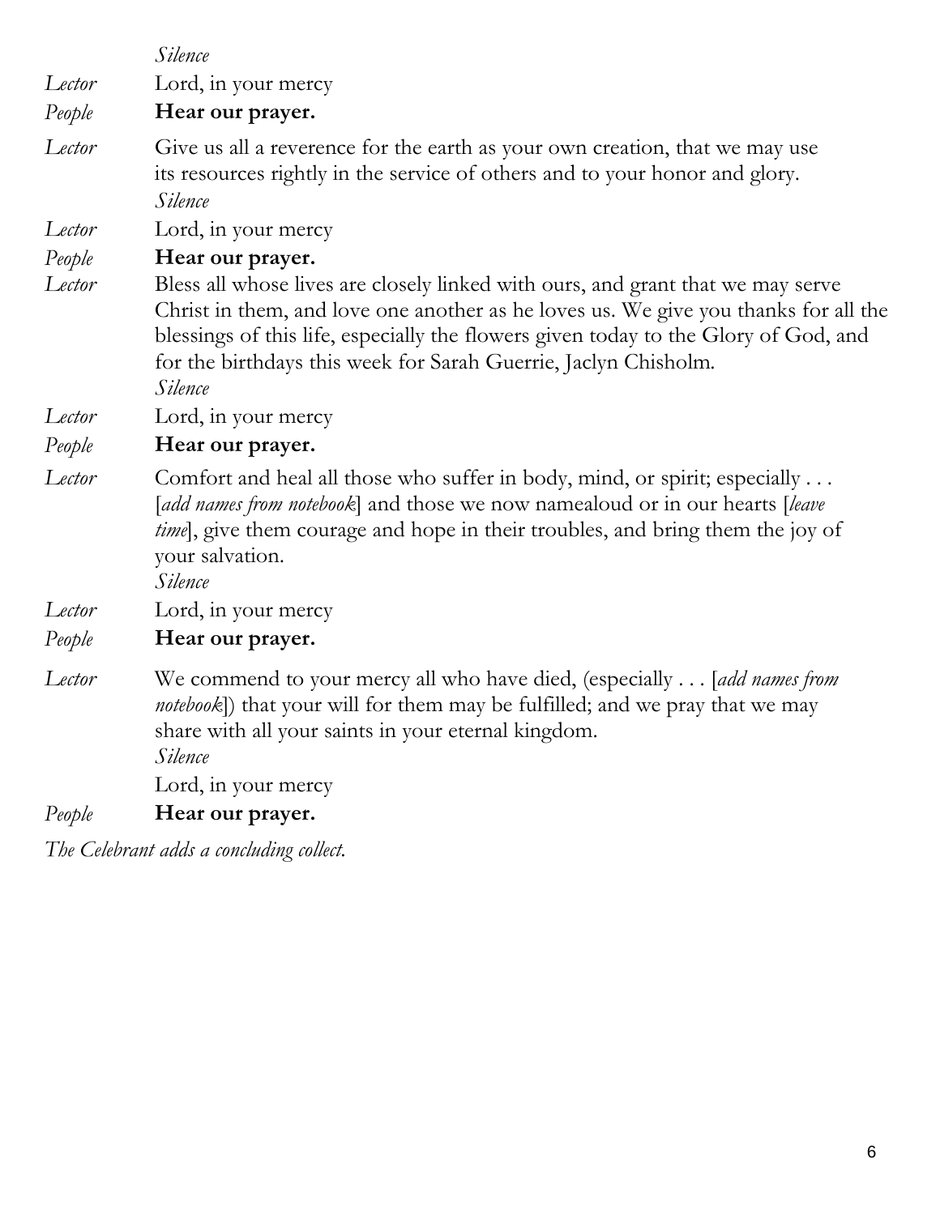*Silence*

*Lector* Lord, in your mercy

*People* **Hear our prayer.**

*Lector* Give us all a reverence for the earth as your own creation, that we may use its resources rightly in the service of others and to your honor and glory.
*Silence*

*Lector* Lord, in your mercy

*People* **Hear our prayer.**

*Lector* Bless all whose lives are closely linked with ours, and grant that we may serve Christ in them, and love one another as he loves us. We give you thanks for all the blessings of this life, especially the flowers given today to the Glory of God, and for the birthdays this week for Sarah Guerrie, Jaclyn Chisholm.
*Silence*

*Lector* Lord, in your mercy

*People* **Hear our prayer.**

*Lector* Comfort and heal all those who suffer in body, mind, or spirit; especially . . . [*add names from notebook*] and those we now namealoud or in our hearts [*leave time*], give them courage and hope in their troubles, and bring them the joy of your salvation.
*Silence*

*Lector* Lord, in your mercy

*People* **Hear our prayer.**

*Lector* We commend to your mercy all who have died, (especially . . . [*add names from notebook*]) that your will for them may be fulfilled; and we pray that we may share with all your saints in your eternal kingdom.
*Silence*
Lord, in your mercy

*People* **Hear our prayer.**

*The Celebrant adds a concluding collect.*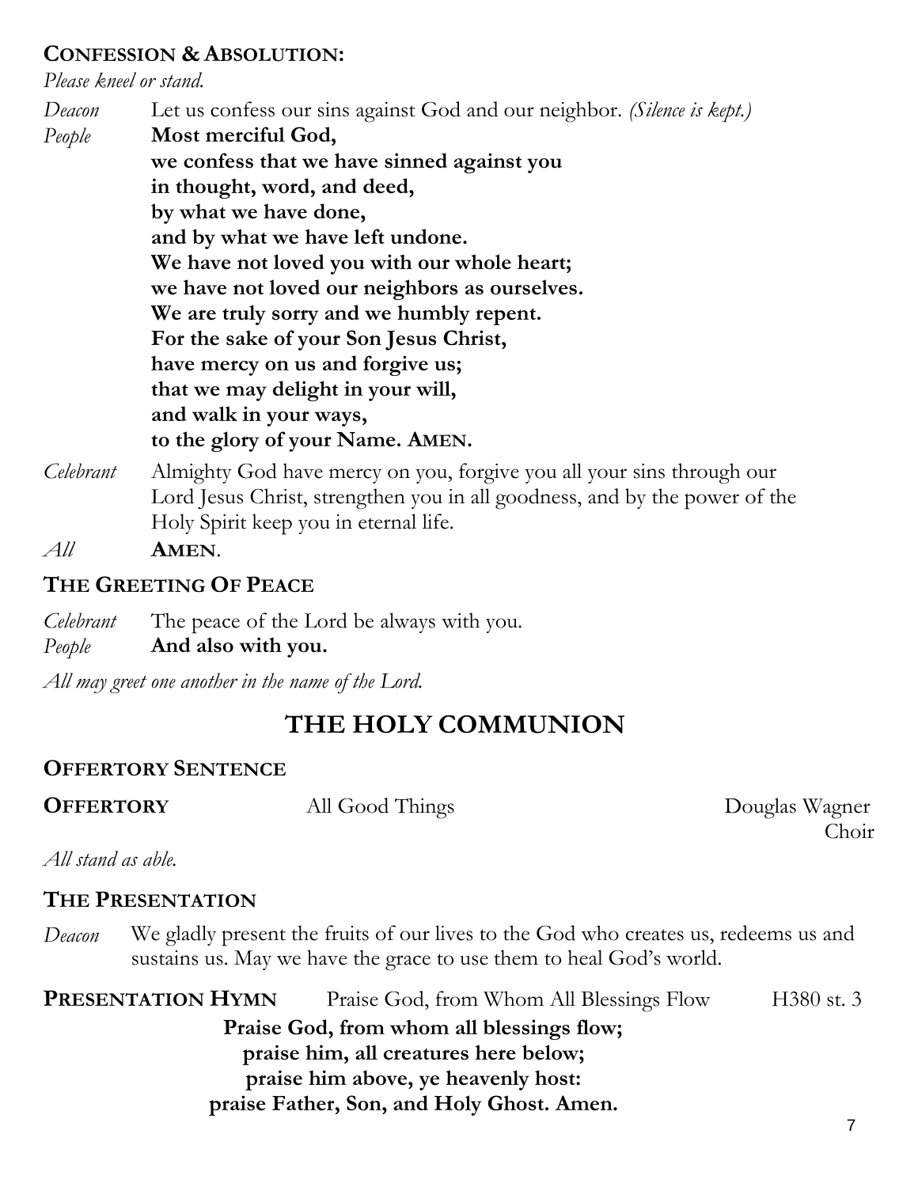### CONFESSION & ABSOLUTION:

*Please kneel or stand.*

*Deacon* Let us confess our sins against God and our neighbor. *(Silence is kept.)*

*People* **Most merciful God,**
**we confess that we have sinned against you**
**in thought, word, and deed,**
**by what we have done,**
**and by what we have left undone.**
**We have not loved you with our whole heart;**
**we have not loved our neighbors as ourselves.**
**We are truly sorry and we humbly repent.**
**For the sake of your Son Jesus Christ,**
**have mercy on us and forgive us;**
**that we may delight in your will,**
**and walk in your ways,**
**to the glory of your Name. AMEN.**

*Celebrant* Almighty God have mercy on you, forgive you all your sins through our Lord Jesus Christ, strengthen you in all goodness, and by the power of the Holy Spirit keep you in eternal life.

*All* **AMEN**.

### THE GREETING OF PEACE

*Celebrant* The peace of the Lord be always with you.
*People* **And also with you.**

*All may greet one another in the name of the Lord.*

## THE HOLY COMMUNION

### OFFERTORY SENTENCE

**OFFERTORY** All Good Things Douglas Wagner
Choir

*All stand as able.*

### THE PRESENTATION

*Deacon* We gladly present the fruits of our lives to the God who creates us, redeems us and sustains us. May we have the grace to use them to heal God's world.

**PRESENTATION HYMN** Praise God, from Whom All Blessings Flow H380 st. 3

**Praise God, from whom all blessings flow;**
**praise him, all creatures here below;**
**praise him above, ye heavenly host:**
**praise Father, Son, and Holy Ghost. Amen.**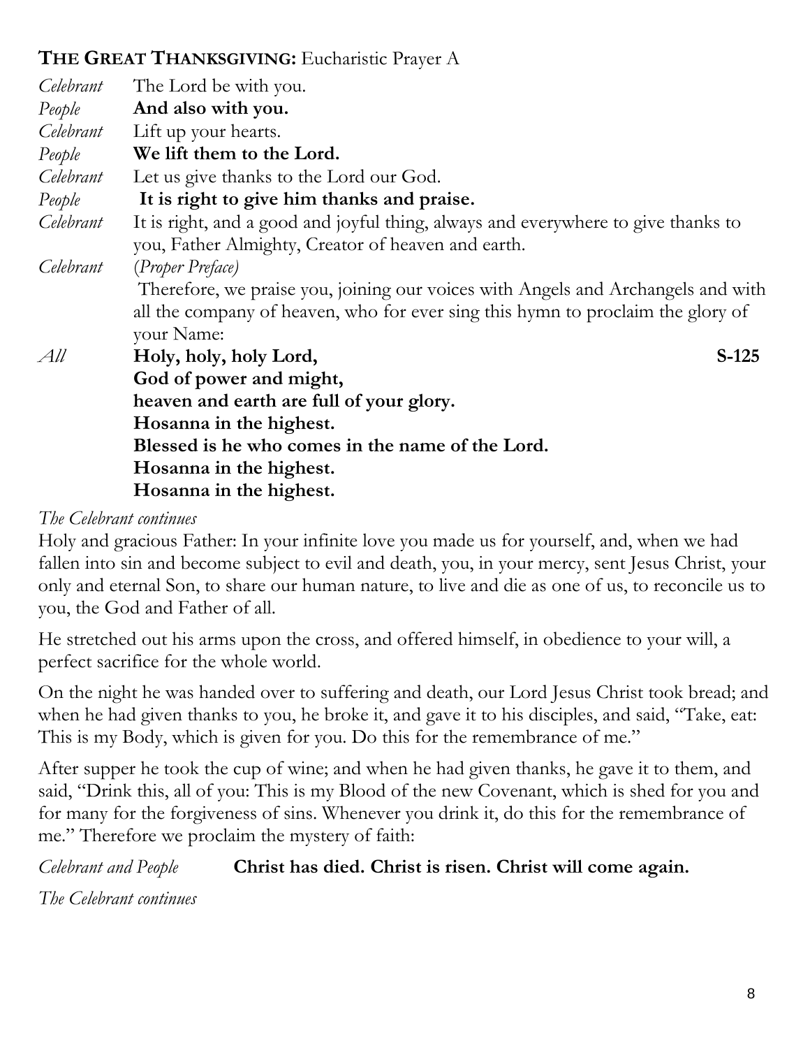**THE GREAT THANKSGIVING:** Eucharistic Prayer A

*Celebrant* The Lord be with you.
*People* **And also with you.**
*Celebrant* Lift up your hearts.
*People* **We lift them to the Lord.**
*Celebrant* Let us give thanks to the Lord our God.
*People* **It is right to give him thanks and praise.**
*Celebrant* It is right, and a good and joyful thing, always and everywhere to give thanks to you, Father Almighty, Creator of heaven and earth.
*Celebrant* (*Proper Preface*)
Therefore, we praise you, joining our voices with Angels and Archangels and with all the company of heaven, who for ever sing this hymn to proclaim the glory of your Name:

*All* **Holy, holy, holy Lord,** **S-125**
**God of power and might,**
**heaven and earth are full of your glory.**
**Hosanna in the highest.**
**Blessed is he who comes in the name of the Lord.**
**Hosanna in the highest.**
**Hosanna in the highest.**

*The Celebrant continues*

Holy and gracious Father: In your infinite love you made us for yourself, and, when we had fallen into sin and become subject to evil and death, you, in your mercy, sent Jesus Christ, your only and eternal Son, to share our human nature, to live and die as one of us, to reconcile us to you, the God and Father of all.

He stretched out his arms upon the cross, and offered himself, in obedience to your will, a perfect sacrifice for the whole world.

On the night he was handed over to suffering and death, our Lord Jesus Christ took bread; and when he had given thanks to you, he broke it, and gave it to his disciples, and said, "Take, eat: This is my Body, which is given for you. Do this for the remembrance of me."

After supper he took the cup of wine; and when he had given thanks, he gave it to them, and said, "Drink this, all of you: This is my Blood of the new Covenant, which is shed for you and for many for the forgiveness of sins. Whenever you drink it, do this for the remembrance of me." Therefore we proclaim the mystery of faith:

*Celebrant and People* **Christ has died. Christ is risen. Christ will come again.**

*The Celebrant continues*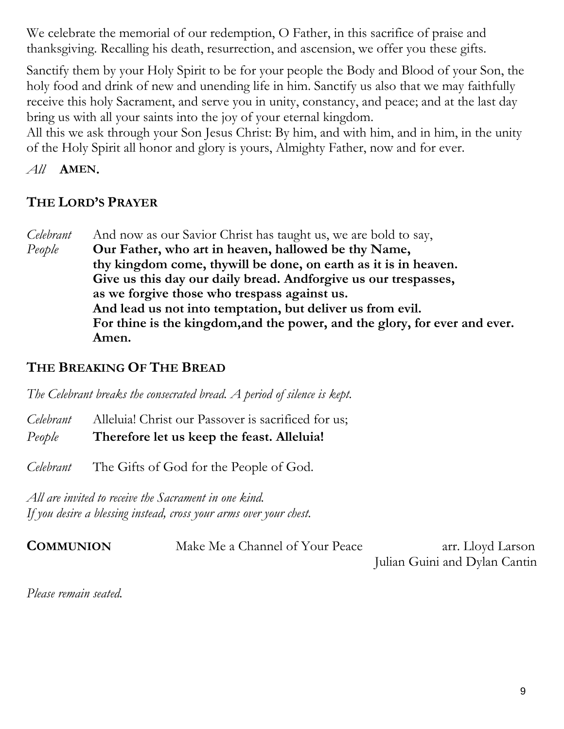We celebrate the memorial of our redemption, O Father, in this sacrifice of praise and thanksgiving. Recalling his death, resurrection, and ascension, we offer you these gifts.

Sanctify them by your Holy Spirit to be for your people the Body and Blood of your Son, the holy food and drink of new and unending life in him. Sanctify us also that we may faithfully receive this holy Sacrament, and serve you in unity, constancy, and peace; and at the last day bring us with all your saints into the joy of your eternal kingdom.
All this we ask through your Son Jesus Christ: By him, and with him, and in him, in the unity of the Holy Spirit all honor and glory is yours, Almighty Father, now and for ever.

*All* **AMEN.**

## THE LORD'S PRAYER

*Celebrant* And now as our Savior Christ has taught us, we are bold to say,
*People* **Our Father, who art in heaven, hallowed be thy Name,
thy kingdom come, thywill be done, on earth as it is in heaven.
Give us this day our daily bread. Andforgive us our trespasses,
as we forgive those who trespass against us.
And lead us not into temptation, but deliver us from evil.
For thine is the kingdom,and the power, and the glory, for ever and ever.
Amen.**

## THE BREAKING OF THE BREAD

*The Celebrant breaks the consecrated bread. A period of silence is kept.*

*Celebrant* Alleluia! Christ our Passover is sacrificed for us;
*People* **Therefore let us keep the feast. Alleluia!**

*Celebrant* The Gifts of God for the People of God.

*All are invited to receive the Sacrament in one kind.*
*If you desire a blessing instead, cross your arms over your chest.*

**COMMUNION** Make Me a Channel of Your Peace arr. Lloyd Larson
Julian Guini and Dylan Cantin

*Please remain seated.*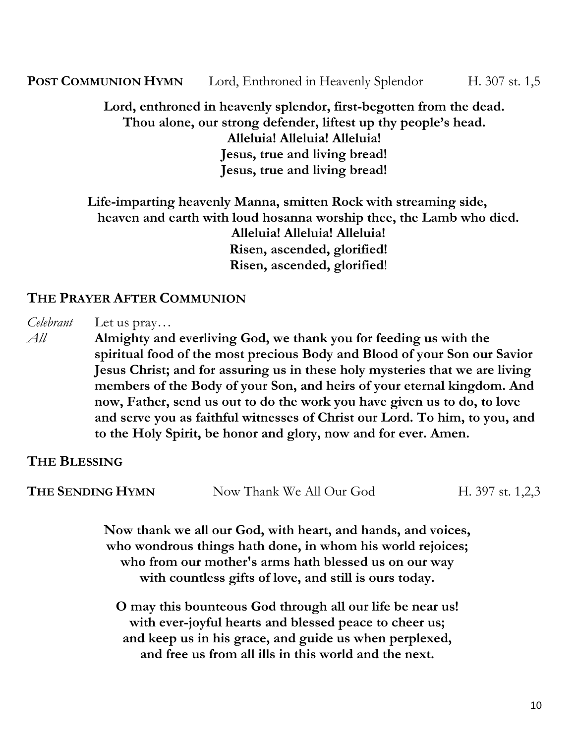**POST COMMUNION HYMN** Lord, Enthroned in Heavenly Splendor H. 307 st. 1,5

**Lord, enthroned in heavenly splendor, first-begotten from the dead.**
**Thou alone, our strong defender, liftest up thy people's head.**
**Alleluia! Alleluia! Alleluia!**
**Jesus, true and living bread!**
**Jesus, true and living bread!**

**Life-imparting heavenly Manna, smitten Rock with streaming side,**
**heaven and earth with loud hosanna worship thee, the Lamb who died.**
**Alleluia! Alleluia! Alleluia!**
**Risen, ascended, glorified!**
**Risen, ascended, glorified!**

## THE PRAYER AFTER COMMUNION

*Celebrant* Let us pray…

*All* **Almighty and everliving God, we thank you for feeding us with the spiritual food of the most precious Body and Blood of your Son our Savior Jesus Christ; and for assuring us in these holy mysteries that we are living members of the Body of your Son, and heirs of your eternal kingdom. And now, Father, send us out to do the work you have given us to do, to love and serve you as faithful witnesses of Christ our Lord. To him, to you, and to the Holy Spirit, be honor and glory, now and for ever. Amen.**

## THE BLESSING

**THE SENDING HYMN** Now Thank We All Our God H. 397 st. 1,2,3

**Now thank we all our God, with heart, and hands, and voices,**
**who wondrous things hath done, in whom his world rejoices;**
**who from our mother's arms hath blessed us on our way**
**with countless gifts of love, and still is ours today.**

**O may this bounteous God through all our life be near us!**
**with ever-joyful hearts and blessed peace to cheer us;**
**and keep us in his grace, and guide us when perplexed,**
**and free us from all ills in this world and the next.**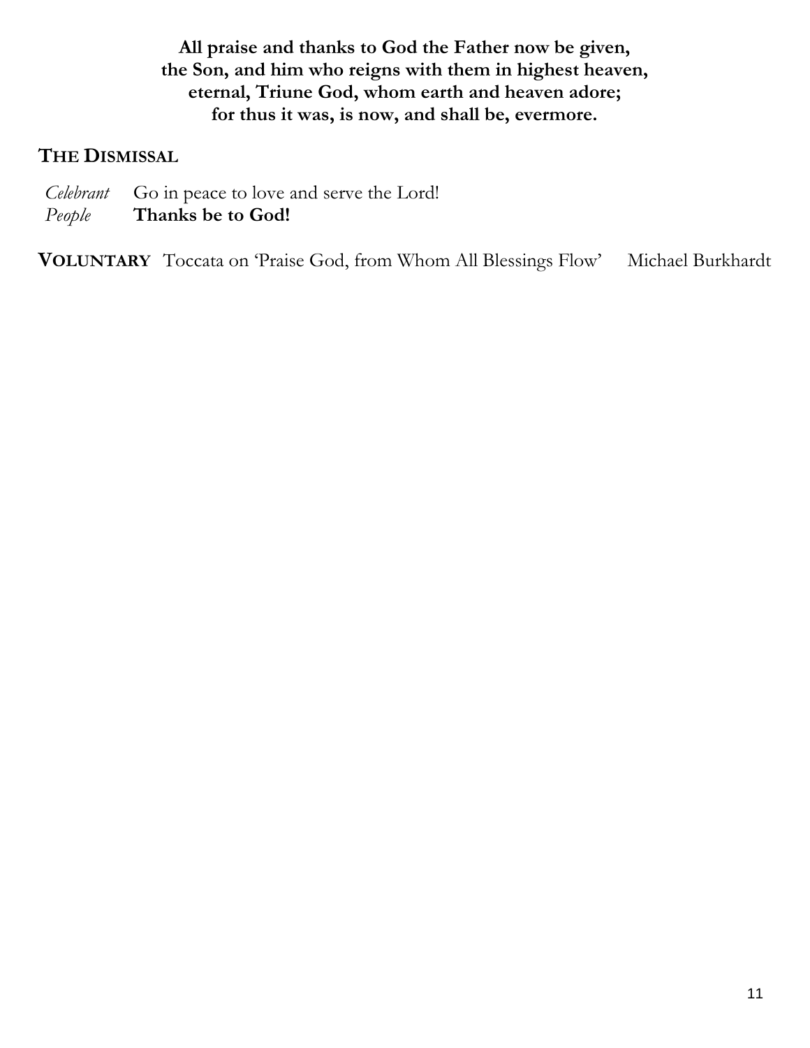**All praise and thanks to God the Father now be given,**
**the Son, and him who reigns with them in highest heaven,**
**eternal, Triune God, whom earth and heaven adore;**
**for thus it was, is now, and shall be, evermore.**

## THE DISMISSAL

*Celebrant* Go in peace to love and serve the Lord!
*People* **Thanks be to God!**

**VOLUNTARY** Toccata on 'Praise God, from Whom All Blessings Flow' Michael Burkhardt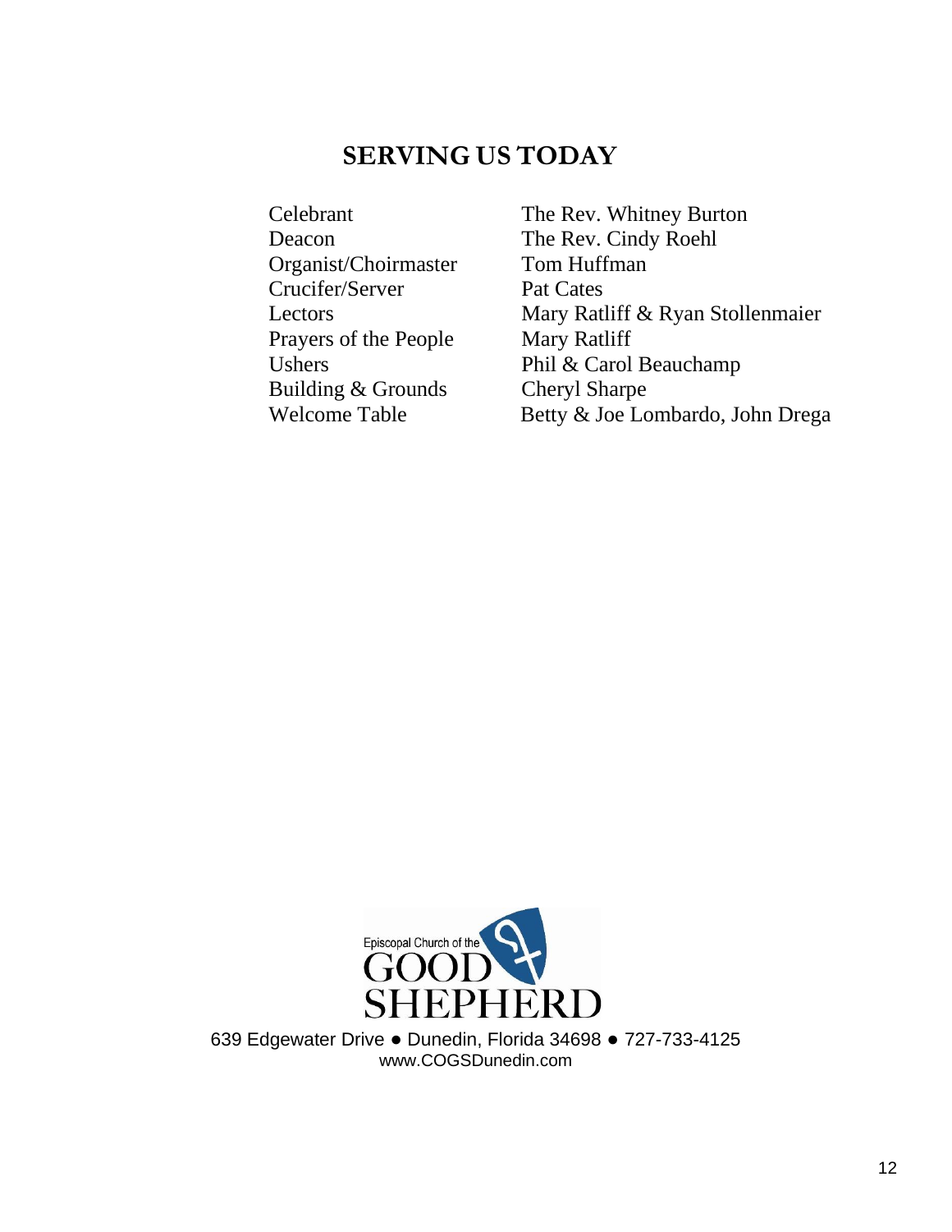## SERVING US TODAY

| | |
|---|---|
| Celebrant | The Rev. Whitney Burton |
| Deacon | The Rev. Cindy Roehl |
| Organist/Choirmaster | Tom Huffman |
| Crucifer/Server | Pat Cates |
| Lectors | Mary Ratliff & Ryan Stollenmaier |
| Prayers of the People | Mary Ratliff |
| Ushers | Phil & Carol Beauchamp |
| Building & Grounds | Cheryl Sharpe |
| Welcome Table | Betty & Joe Lombardo, John Drega |

Episcopal Church of the GOOD SHEPHERD

639 Edgewater Drive ● Dunedin, Florida 34698 ● 727-733-4125
www.COGSDunedin.com